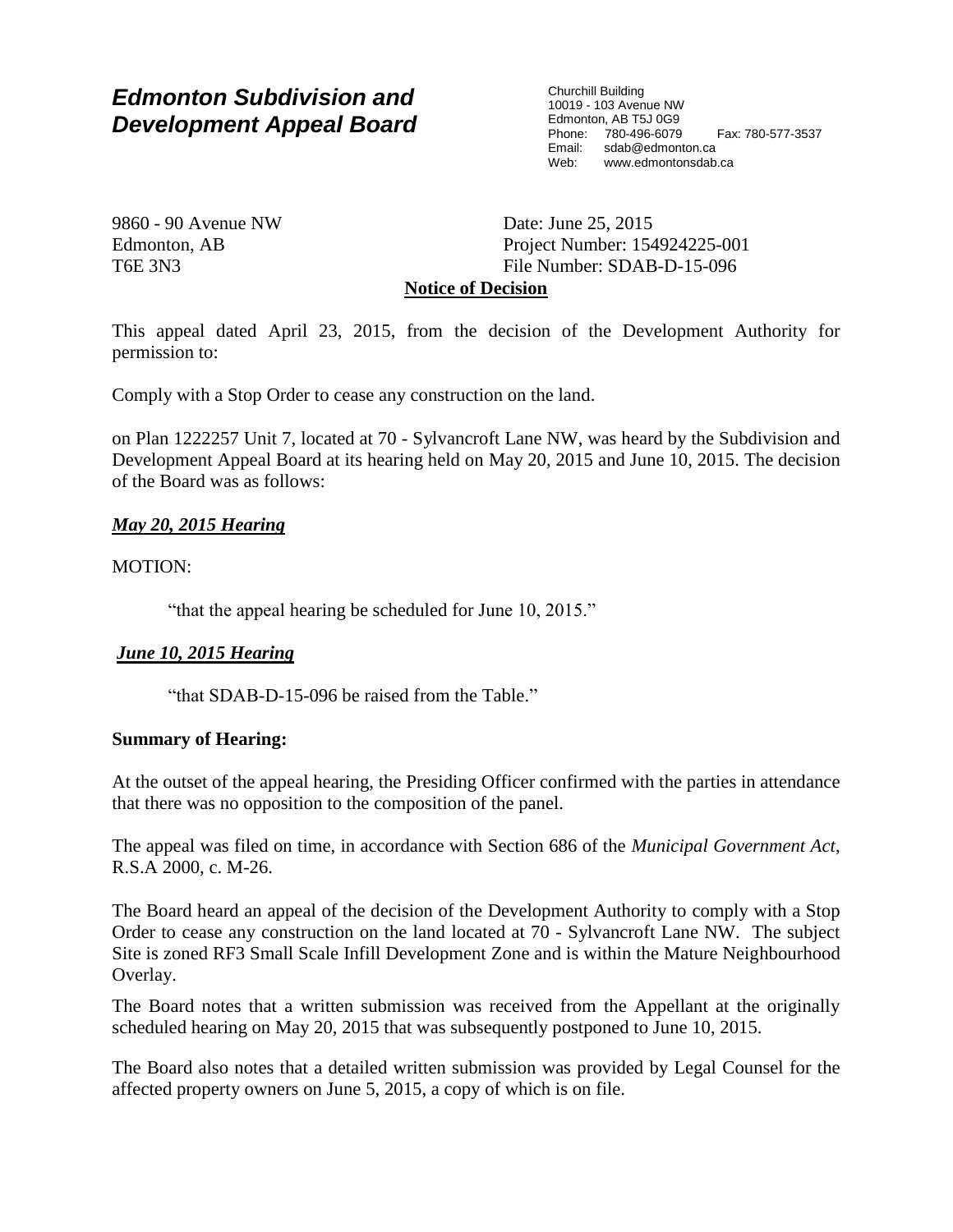# *Edmonton Subdivision and Development Appeal Board*

Churchill Building
10019 - 103 Avenue NW
Edmonton, AB T5J 0G9
Phone: 780-496-6079 Fax: 780-577-3537
Email: sdab@edmonton.ca
Web: www.edmontonsdab.ca

9860 - 90 Avenue NW
Edmonton, AB
T6E 3N3

Date: June 25, 2015
Project Number: 154924225-001
File Number: SDAB-D-15-096

**Notice of Decision**

This appeal dated April 23, 2015, from the decision of the Development Authority for permission to:

Comply with a Stop Order to cease any construction on the land.

on Plan 1222257 Unit 7, located at 70 - Sylvancroft Lane NW, was heard by the Subdivision and Development Appeal Board at its hearing held on May 20, 2015 and June 10, 2015. The decision of the Board was as follows:

***May 20, 2015 Hearing***

MOTION:

> "that the appeal hearing be scheduled for June 10, 2015."

***June 10, 2015 Hearing***

> "that SDAB-D-15-096 be raised from the Table."

**Summary of Hearing:**

At the outset of the appeal hearing, the Presiding Officer confirmed with the parties in attendance that there was no opposition to the composition of the panel.

The appeal was filed on time, in accordance with Section 686 of the *Municipal Government Act*, R.S.A 2000, c. M-26.

The Board heard an appeal of the decision of the Development Authority to comply with a Stop Order to cease any construction on the land located at 70 - Sylvancroft Lane NW. The subject Site is zoned RF3 Small Scale Infill Development Zone and is within the Mature Neighbourhood Overlay.

The Board notes that a written submission was received from the Appellant at the originally scheduled hearing on May 20, 2015 that was subsequently postponed to June 10, 2015.

The Board also notes that a detailed written submission was provided by Legal Counsel for the affected property owners on June 5, 2015, a copy of which is on file.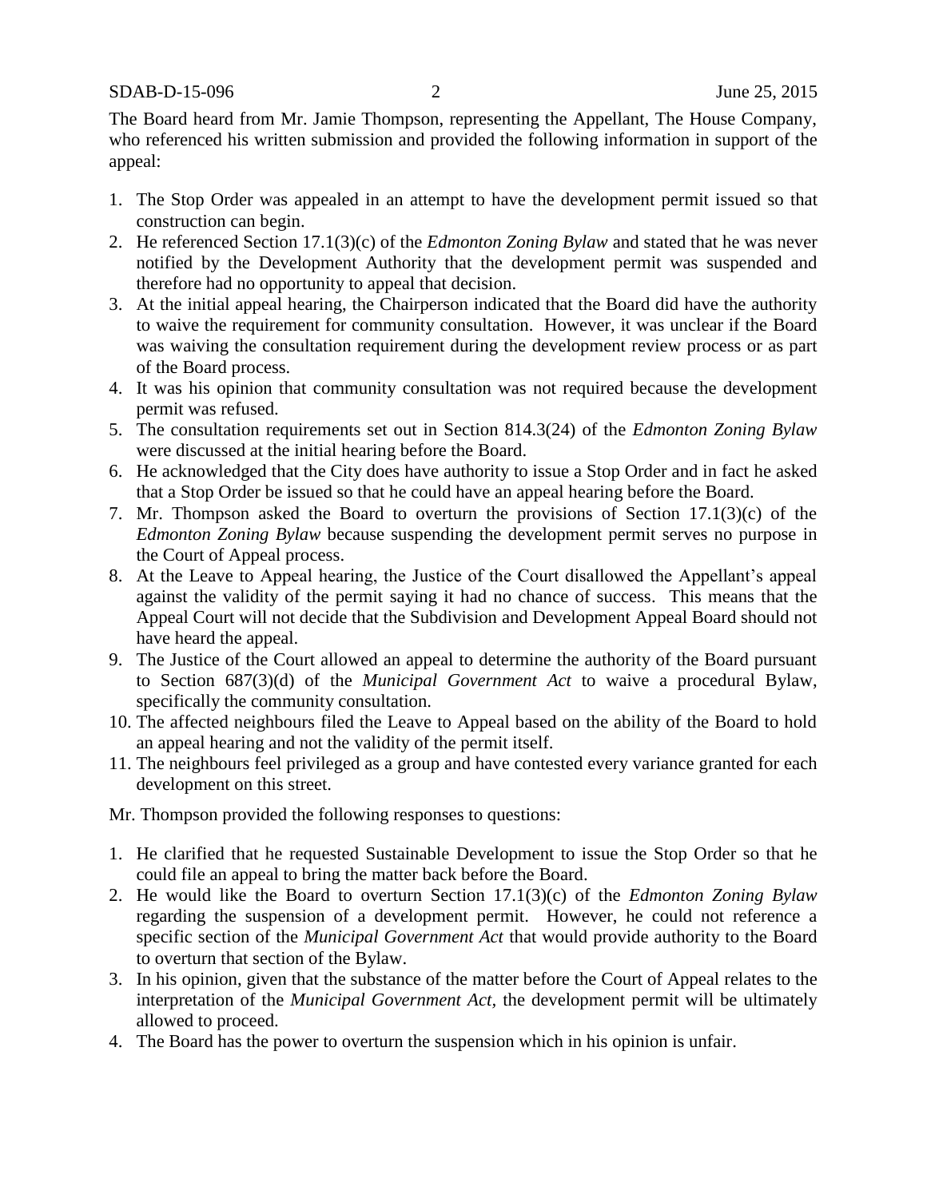The Board heard from Mr. Jamie Thompson, representing the Appellant, The House Company, who referenced his written submission and provided the following information in support of the appeal:

1. The Stop Order was appealed in an attempt to have the development permit issued so that construction can begin.
2. He referenced Section 17.1(3)(c) of the *Edmonton Zoning Bylaw* and stated that he was never notified by the Development Authority that the development permit was suspended and therefore had no opportunity to appeal that decision.
3. At the initial appeal hearing, the Chairperson indicated that the Board did have the authority to waive the requirement for community consultation. However, it was unclear if the Board was waiving the consultation requirement during the development review process or as part of the Board process.
4. It was his opinion that community consultation was not required because the development permit was refused.
5. The consultation requirements set out in Section 814.3(24) of the *Edmonton Zoning Bylaw* were discussed at the initial hearing before the Board.
6. He acknowledged that the City does have authority to issue a Stop Order and in fact he asked that a Stop Order be issued so that he could have an appeal hearing before the Board.
7. Mr. Thompson asked the Board to overturn the provisions of Section 17.1(3)(c) of the *Edmonton Zoning Bylaw* because suspending the development permit serves no purpose in the Court of Appeal process.
8. At the Leave to Appeal hearing, the Justice of the Court disallowed the Appellant's appeal against the validity of the permit saying it had no chance of success. This means that the Appeal Court will not decide that the Subdivision and Development Appeal Board should not have heard the appeal.
9. The Justice of the Court allowed an appeal to determine the authority of the Board pursuant to Section 687(3)(d) of the *Municipal Government Act* to waive a procedural Bylaw, specifically the community consultation.
10. The affected neighbours filed the Leave to Appeal based on the ability of the Board to hold an appeal hearing and not the validity of the permit itself.
11. The neighbours feel privileged as a group and have contested every variance granted for each development on this street.

Mr. Thompson provided the following responses to questions:

1. He clarified that he requested Sustainable Development to issue the Stop Order so that he could file an appeal to bring the matter back before the Board.
2. He would like the Board to overturn Section 17.1(3)(c) of the *Edmonton Zoning Bylaw* regarding the suspension of a development permit. However, he could not reference a specific section of the *Municipal Government Act* that would provide authority to the Board to overturn that section of the Bylaw.
3. In his opinion, given that the substance of the matter before the Court of Appeal relates to the interpretation of the *Municipal Government Act*, the development permit will be ultimately allowed to proceed.
4. The Board has the power to overturn the suspension which in his opinion is unfair.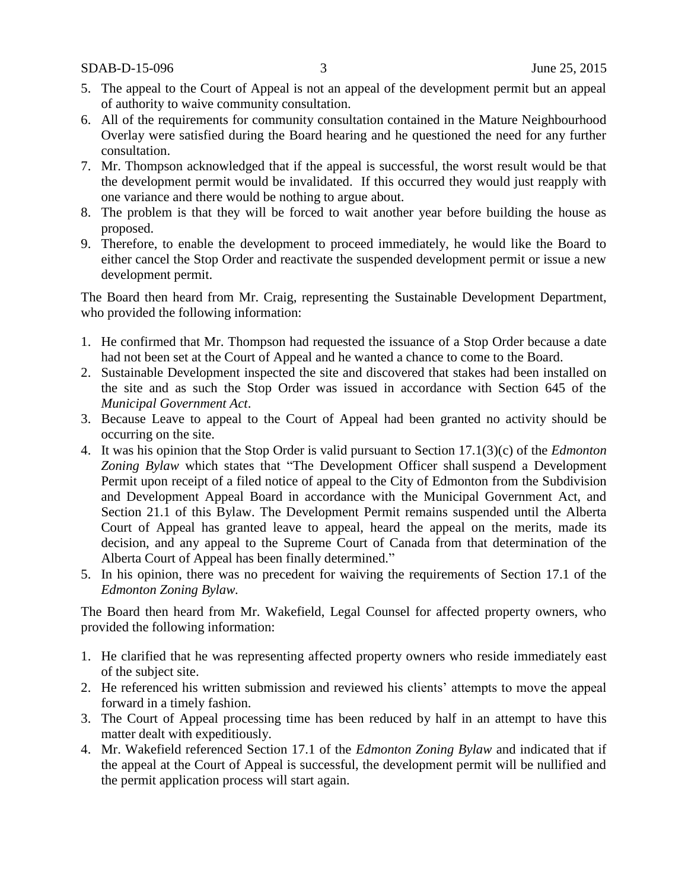5. The appeal to the Court of Appeal is not an appeal of the development permit but an appeal of authority to waive community consultation.
6. All of the requirements for community consultation contained in the Mature Neighbourhood Overlay were satisfied during the Board hearing and he questioned the need for any further consultation.
7. Mr. Thompson acknowledged that if the appeal is successful, the worst result would be that the development permit would be invalidated. If this occurred they would just reapply with one variance and there would be nothing to argue about.
8. The problem is that they will be forced to wait another year before building the house as proposed.
9. Therefore, to enable the development to proceed immediately, he would like the Board to either cancel the Stop Order and reactivate the suspended development permit or issue a new development permit.

The Board then heard from Mr. Craig, representing the Sustainable Development Department, who provided the following information:

1. He confirmed that Mr. Thompson had requested the issuance of a Stop Order because a date had not been set at the Court of Appeal and he wanted a chance to come to the Board.
2. Sustainable Development inspected the site and discovered that stakes had been installed on the site and as such the Stop Order was issued in accordance with Section 645 of the *Municipal Government Act*.
3. Because Leave to appeal to the Court of Appeal had been granted no activity should be occurring on the site.
4. It was his opinion that the Stop Order is valid pursuant to Section 17.1(3)(c) of the *Edmonton Zoning Bylaw* which states that "The Development Officer shall suspend a Development Permit upon receipt of a filed notice of appeal to the City of Edmonton from the Subdivision and Development Appeal Board in accordance with the Municipal Government Act, and Section 21.1 of this Bylaw. The Development Permit remains suspended until the Alberta Court of Appeal has granted leave to appeal, heard the appeal on the merits, made its decision, and any appeal to the Supreme Court of Canada from that determination of the Alberta Court of Appeal has been finally determined."
5. In his opinion, there was no precedent for waiving the requirements of Section 17.1 of the *Edmonton Zoning Bylaw*.

The Board then heard from Mr. Wakefield, Legal Counsel for affected property owners, who provided the following information:

1. He clarified that he was representing affected property owners who reside immediately east of the subject site.
2. He referenced his written submission and reviewed his clients' attempts to move the appeal forward in a timely fashion.
3. The Court of Appeal processing time has been reduced by half in an attempt to have this matter dealt with expeditiously.
4. Mr. Wakefield referenced Section 17.1 of the *Edmonton Zoning Bylaw* and indicated that if the appeal at the Court of Appeal is successful, the development permit will be nullified and the permit application process will start again.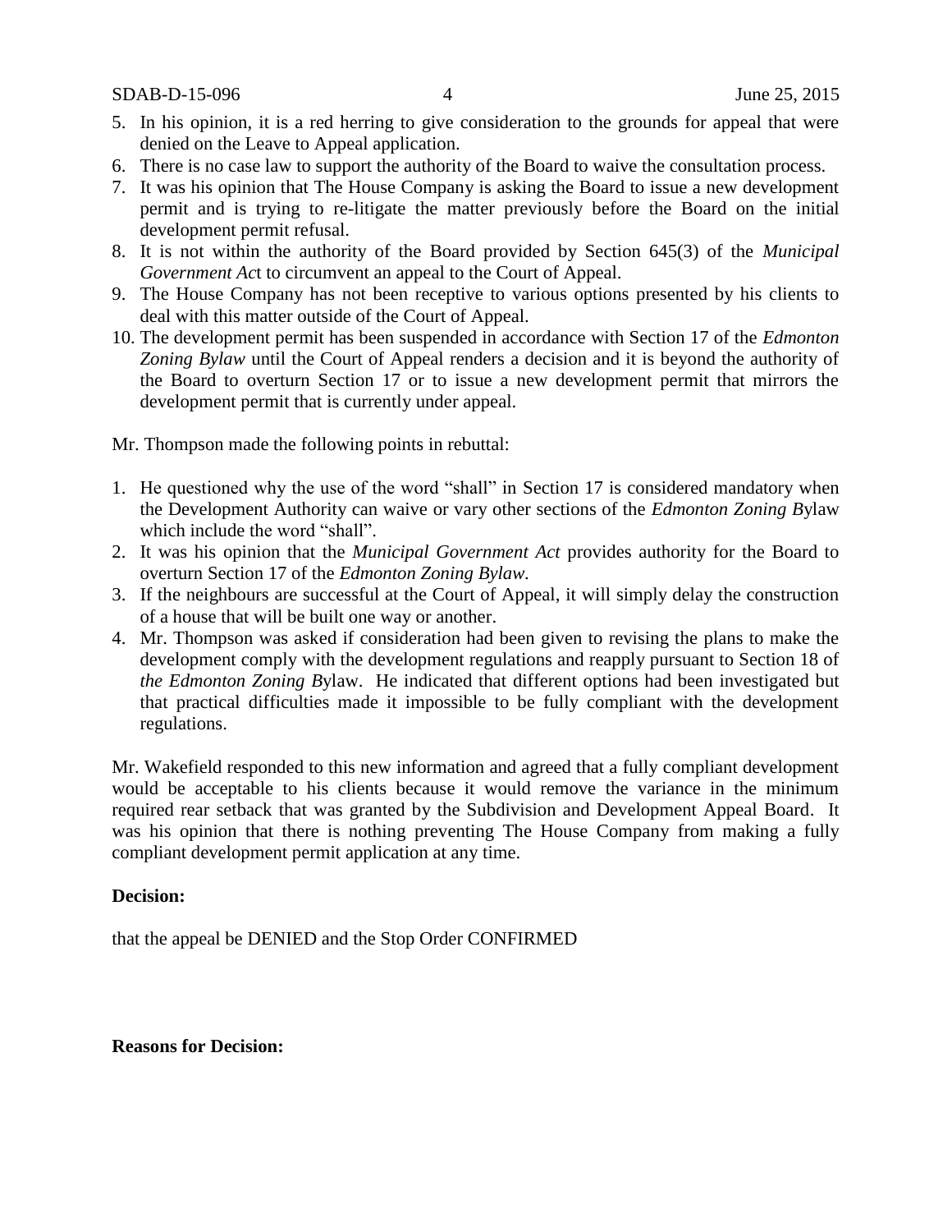5. In his opinion, it is a red herring to give consideration to the grounds for appeal that were denied on the Leave to Appeal application.
6. There is no case law to support the authority of the Board to waive the consultation process.
7. It was his opinion that The House Company is asking the Board to issue a new development permit and is trying to re-litigate the matter previously before the Board on the initial development permit refusal.
8. It is not within the authority of the Board provided by Section 645(3) of the *Municipal Government Act* to circumvent an appeal to the Court of Appeal.
9. The House Company has not been receptive to various options presented by his clients to deal with this matter outside of the Court of Appeal.
10. The development permit has been suspended in accordance with Section 17 of the *Edmonton Zoning Bylaw* until the Court of Appeal renders a decision and it is beyond the authority of the Board to overturn Section 17 or to issue a new development permit that mirrors the development permit that is currently under appeal.

Mr. Thompson made the following points in rebuttal:

1. He questioned why the use of the word "shall" in Section 17 is considered mandatory when the Development Authority can waive or vary other sections of the *Edmonton Zoning B*ylaw which include the word "shall".
2. It was his opinion that the *Municipal Government Act* provides authority for the Board to overturn Section 17 of the *Edmonton Zoning Bylaw.*
3. If the neighbours are successful at the Court of Appeal, it will simply delay the construction of a house that will be built one way or another.
4. Mr. Thompson was asked if consideration had been given to revising the plans to make the development comply with the development regulations and reapply pursuant to Section 18 of *the Edmonton Zoning B*ylaw. He indicated that different options had been investigated but that practical difficulties made it impossible to be fully compliant with the development regulations.

Mr. Wakefield responded to this new information and agreed that a fully compliant development would be acceptable to his clients because it would remove the variance in the minimum required rear setback that was granted by the Subdivision and Development Appeal Board. It was his opinion that there is nothing preventing The House Company from making a fully compliant development permit application at any time.

**Decision:**

that the appeal be DENIED and the Stop Order CONFIRMED

**Reasons for Decision:**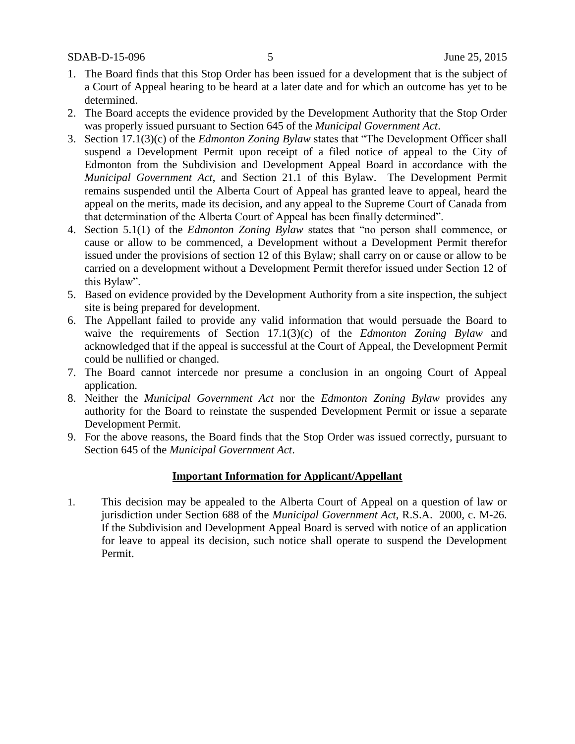1. The Board finds that this Stop Order has been issued for a development that is the subject of a Court of Appeal hearing to be heard at a later date and for which an outcome has yet to be determined.
2. The Board accepts the evidence provided by the Development Authority that the Stop Order was properly issued pursuant to Section 645 of the *Municipal Government Act*.
3. Section 17.1(3)(c) of the *Edmonton Zoning Bylaw* states that "The Development Officer shall suspend a Development Permit upon receipt of a filed notice of appeal to the City of Edmonton from the Subdivision and Development Appeal Board in accordance with the *Municipal Government Act*, and Section 21.1 of this Bylaw. The Development Permit remains suspended until the Alberta Court of Appeal has granted leave to appeal, heard the appeal on the merits, made its decision, and any appeal to the Supreme Court of Canada from that determination of the Alberta Court of Appeal has been finally determined".
4. Section 5.1(1) of the *Edmonton Zoning Bylaw* states that "no person shall commence, or cause or allow to be commenced, a Development without a Development Permit therefor issued under the provisions of section 12 of this Bylaw; shall carry on or cause or allow to be carried on a development without a Development Permit therefor issued under Section 12 of this Bylaw".
5. Based on evidence provided by the Development Authority from a site inspection, the subject site is being prepared for development.
6. The Appellant failed to provide any valid information that would persuade the Board to waive the requirements of Section 17.1(3)(c) of the *Edmonton Zoning Bylaw* and acknowledged that if the appeal is successful at the Court of Appeal, the Development Permit could be nullified or changed.
7. The Board cannot intercede nor presume a conclusion in an ongoing Court of Appeal application.
8. Neither the *Municipal Government Act* nor the *Edmonton Zoning Bylaw* provides any authority for the Board to reinstate the suspended Development Permit or issue a separate Development Permit.
9. For the above reasons, the Board finds that the Stop Order was issued correctly, pursuant to Section 645 of the *Municipal Government Act*.

## **Important Information for Applicant/Appellant**

1. This decision may be appealed to the Alberta Court of Appeal on a question of law or jurisdiction under Section 688 of the *Municipal Government Act*, R.S.A. 2000, c. M-26. If the Subdivision and Development Appeal Board is served with notice of an application for leave to appeal its decision, such notice shall operate to suspend the Development Permit.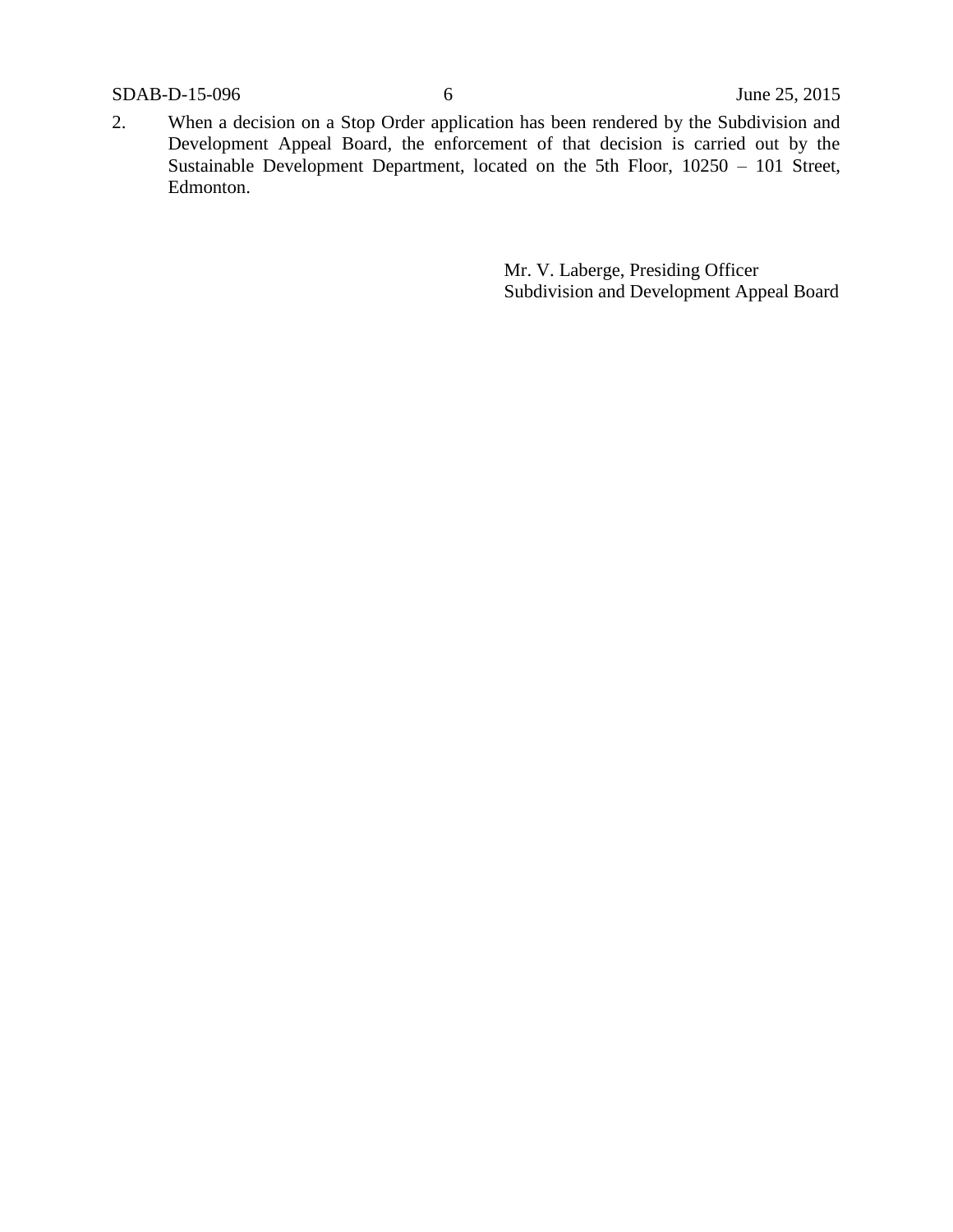2. When a decision on a Stop Order application has been rendered by the Subdivision and Development Appeal Board, the enforcement of that decision is carried out by the Sustainable Development Department, located on the 5th Floor, 10250 – 101 Street, Edmonton.

Mr. V. Laberge, Presiding Officer
Subdivision and Development Appeal Board